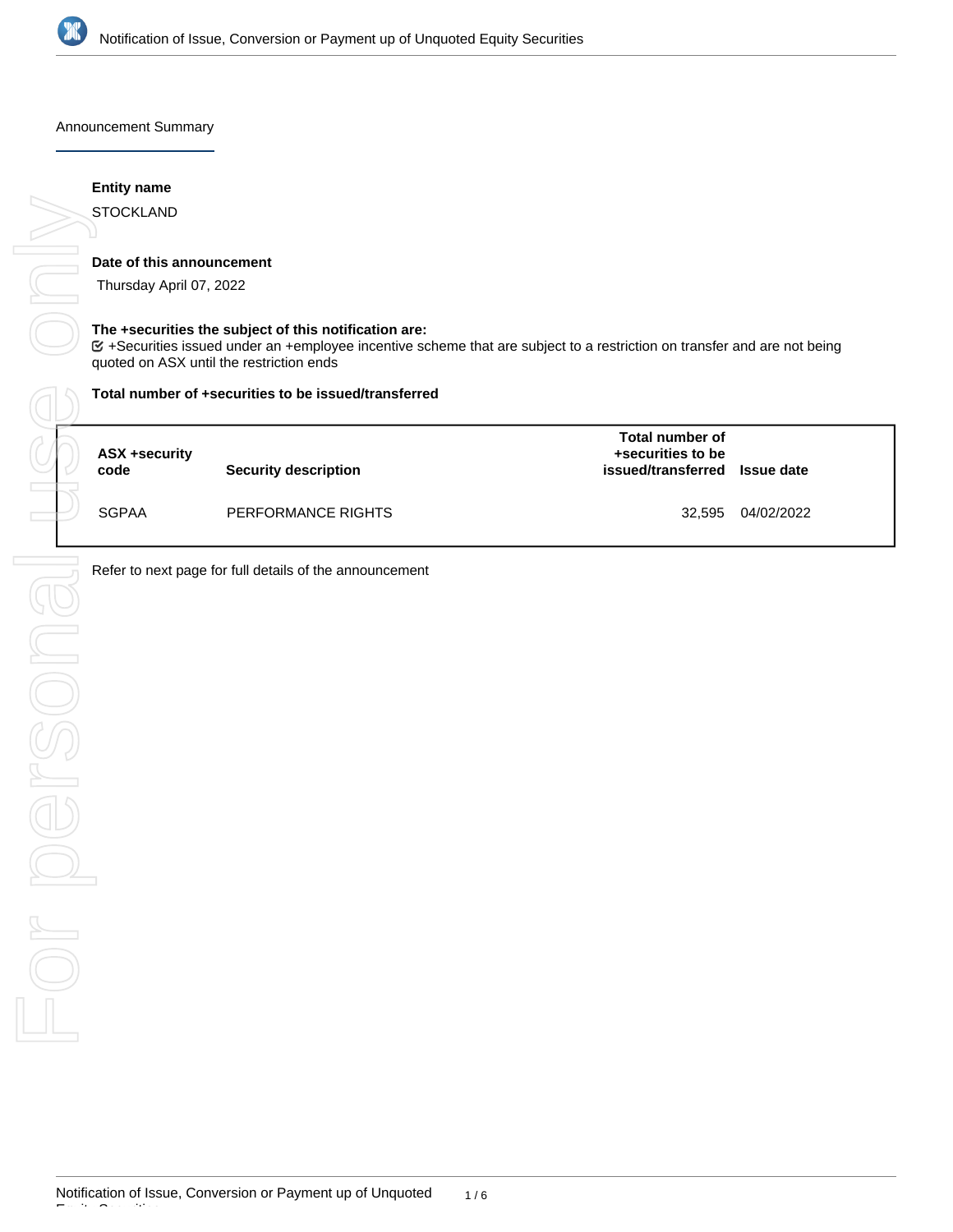## Announcement Summary

**Entity name**

STOCKLAND

**Date of this announcement**

Thursday April 07, 2022

**The +securities the subject of this notification are:**

☑ +Securities issued under an +employee incentive scheme that are subject to a restriction on transfer and are not being quoted on ASX until the restriction ends

**Total number of +securities to be issued/transferred**

| ASX +security code | Security description | Total number of +securities to be issued/transferred | Issue date |
|---|---|---|---|
| SGPAA | PERFORMANCE RIGHTS | 32,595 | 04/02/2022 |

Refer to next page for full details of the announcement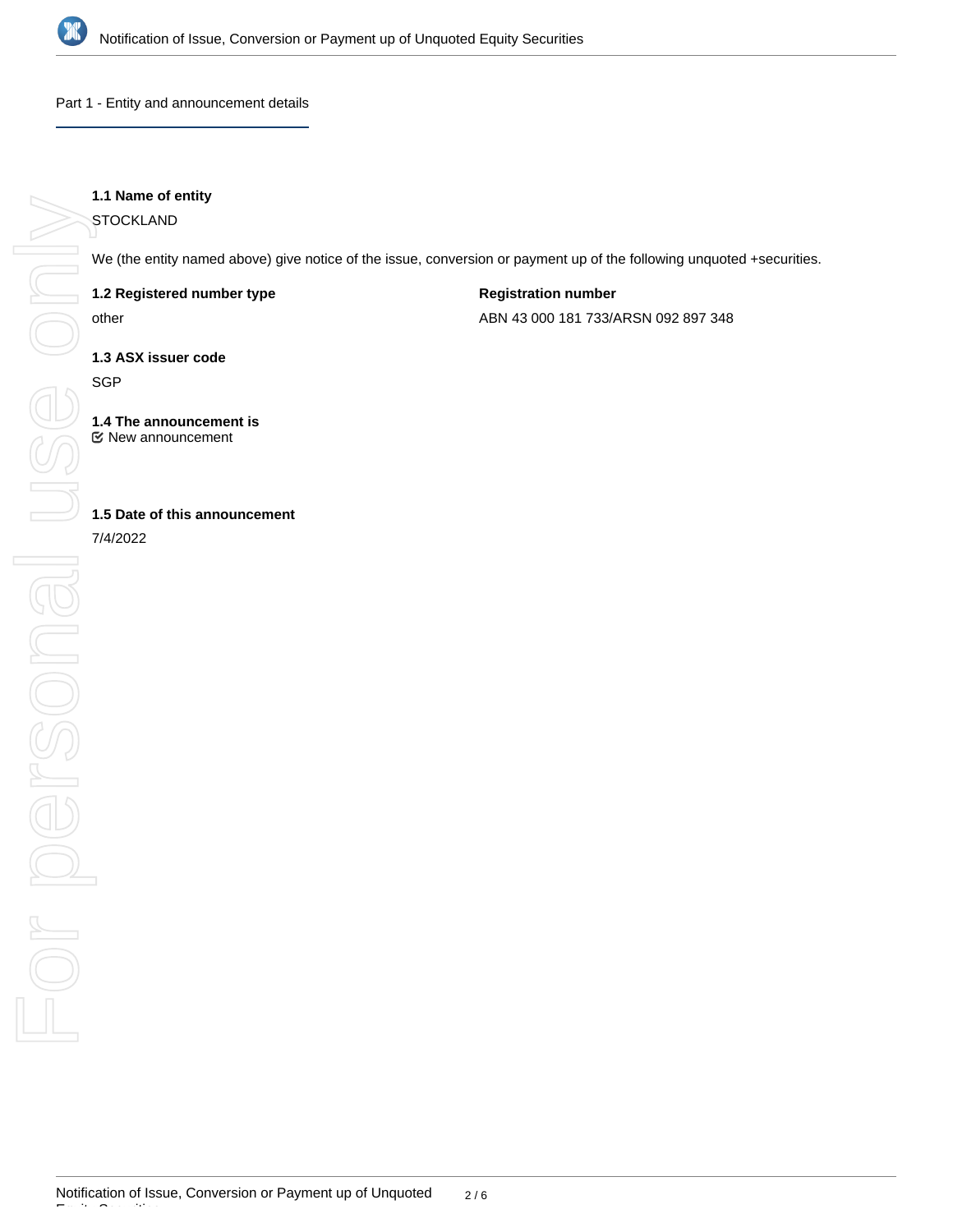## Part 1 - Entity and announcement details

**1.1 Name of entity**

STOCKLAND

We (the entity named above) give notice of the issue, conversion or payment up of the following unquoted +securities.

**1.2 Registered number type**

other

**Registration number**

ABN 43 000 181 733/ARSN 092 897 348

**1.3 ASX issuer code**

SGP

**1.4 The announcement is**

☑ New announcement

**1.5 Date of this announcement**

7/4/2022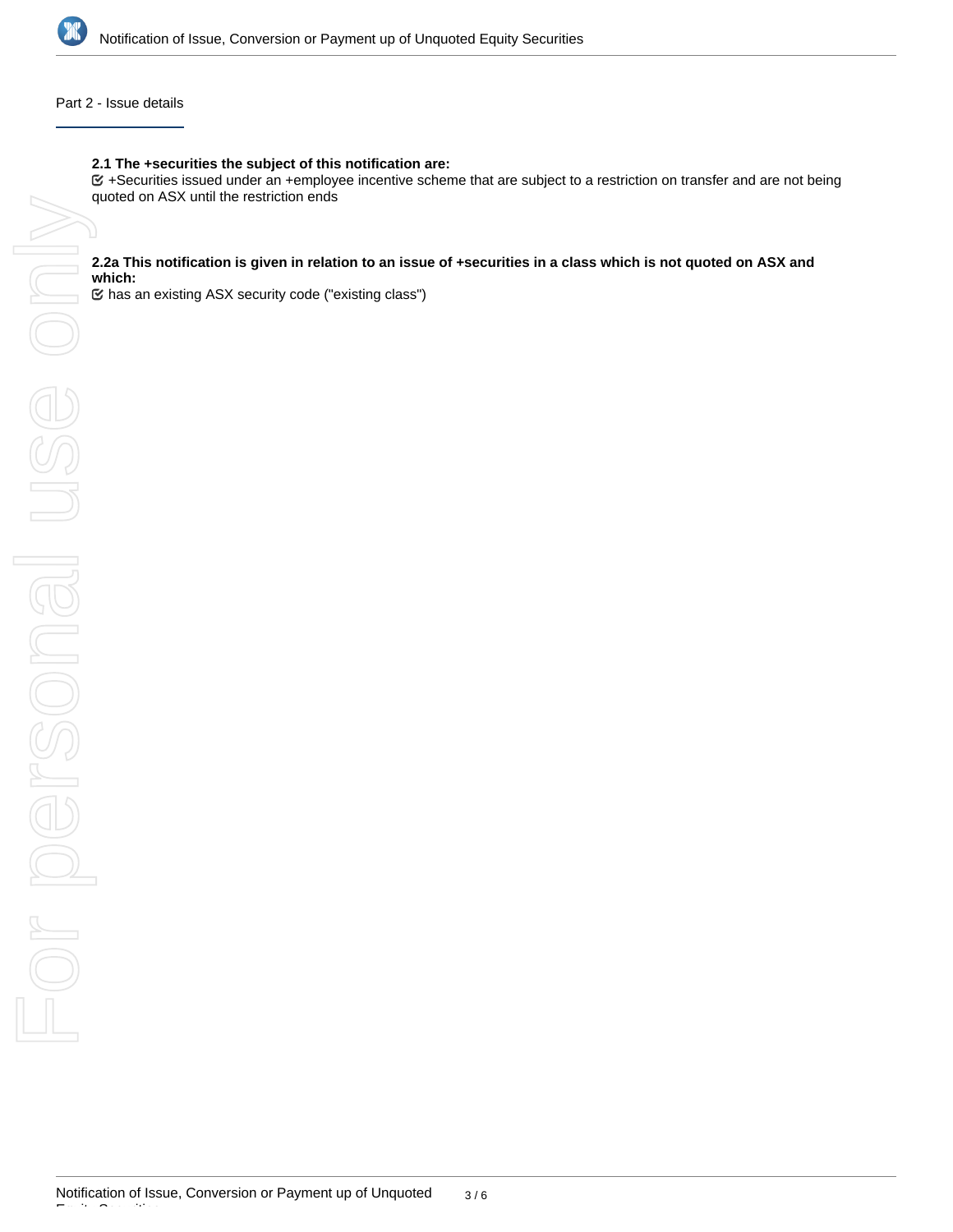## Part 2 - Issue details

**2.1 The +securities the subject of this notification are:**

☑ +Securities issued under an +employee incentive scheme that are subject to a restriction on transfer and are not being quoted on ASX until the restriction ends

**2.2a This notification is given in relation to an issue of +securities in a class which is not quoted on ASX and which:**

☑ has an existing ASX security code ("existing class")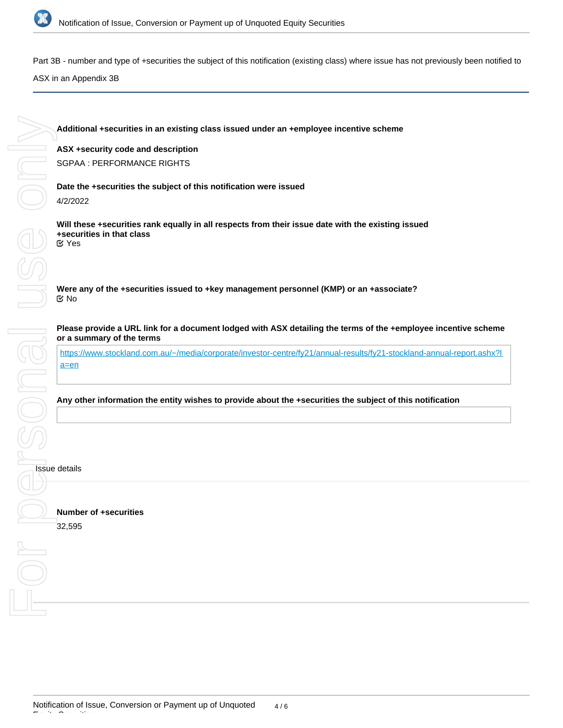Part 3B - number and type of +securities the subject of this notification (existing class) where issue has not previously been notified to ASX in an Appendix 3B

**Additional +securities in an existing class issued under an +employee incentive scheme**

**ASX +security code and description**

SGPAA : PERFORMANCE RIGHTS

**Date the +securities the subject of this notification were issued**

4/2/2022

**Will these +securities rank equally in all respects from their issue date with the existing issued +securities in that class**

Yes

**Were any of the +securities issued to +key management personnel (KMP) or an +associate?**

No

**Please provide a URL link for a document lodged with ASX detailing the terms of the +employee incentive scheme or a summary of the terms**

https://www.stockland.com.au/~/media/corporate/investor-centre/fy21/annual-results/fy21-stockland-annual-report.ashx?la=en

**Any other information the entity wishes to provide about the +securities the subject of this notification**

Issue details

**Number of +securities**

32,595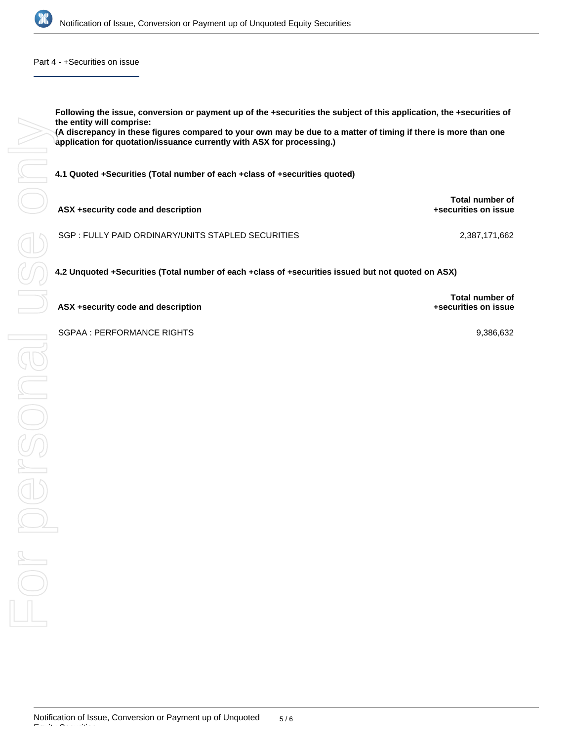## Part 4 - +Securities on issue

**Following the issue, conversion or payment up of the +securities the subject of this application, the +securities of the entity will comprise:**
**(A discrepancy in these figures compared to your own may be due to a matter of timing if there is more than one application for quotation/issuance currently with ASX for processing.)**

**4.1 Quoted +Securities (Total number of each +class of +securities quoted)**

| ASX +security code and description | Total number of +securities on issue |
|---|---|
| SGP : FULLY PAID ORDINARY/UNITS STAPLED SECURITIES | 2,387,171,662 |

**4.2 Unquoted +Securities (Total number of each +class of +securities issued but not quoted on ASX)**

| ASX +security code and description | Total number of +securities on issue |
|---|---|
| SGPAA : PERFORMANCE RIGHTS | 9,386,632 |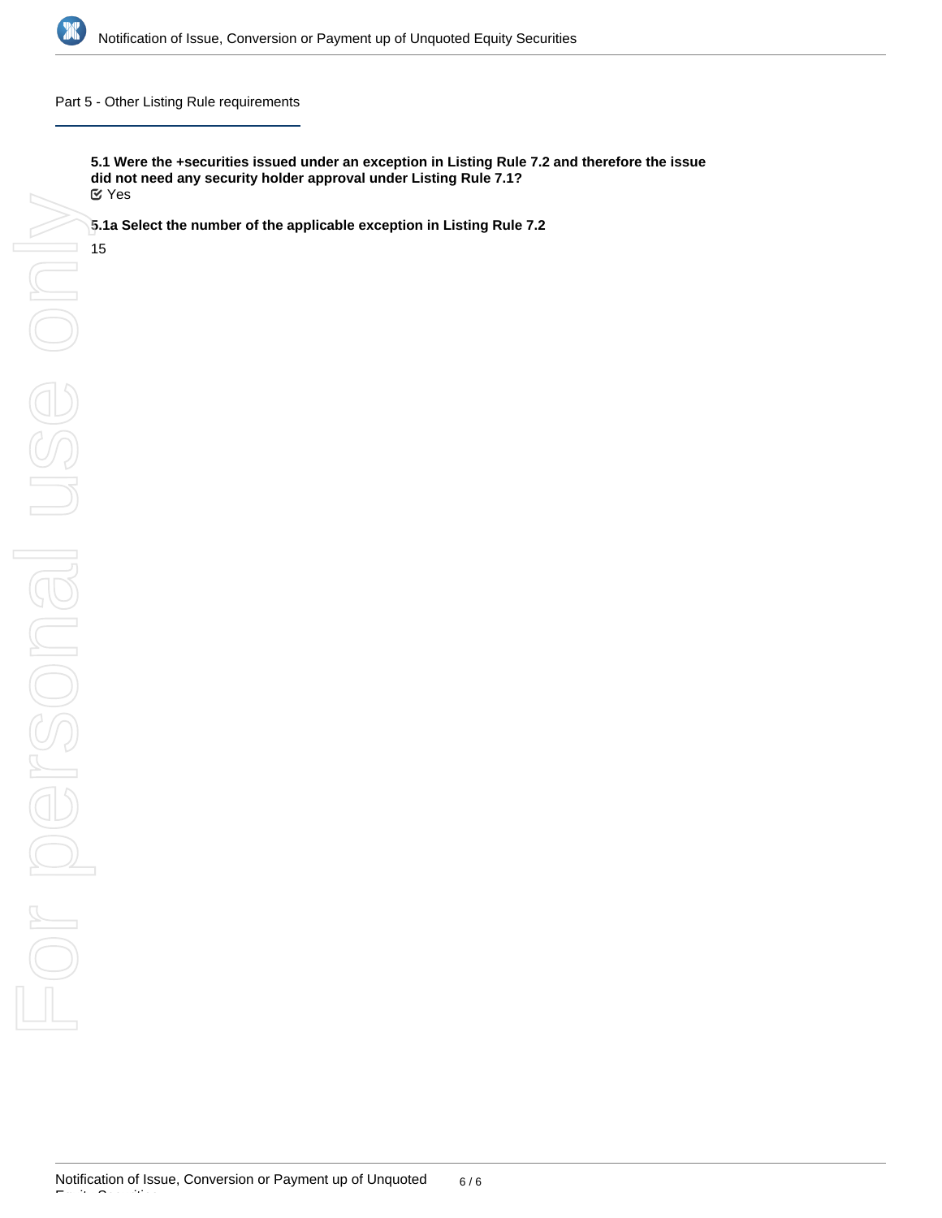## Part 5 - Other Listing Rule requirements

**5.1 Were the +securities issued under an exception in Listing Rule 7.2 and therefore the issue did not need any security holder approval under Listing Rule 7.1?**

☑ Yes

**5.1a Select the number of the applicable exception in Listing Rule 7.2**

15